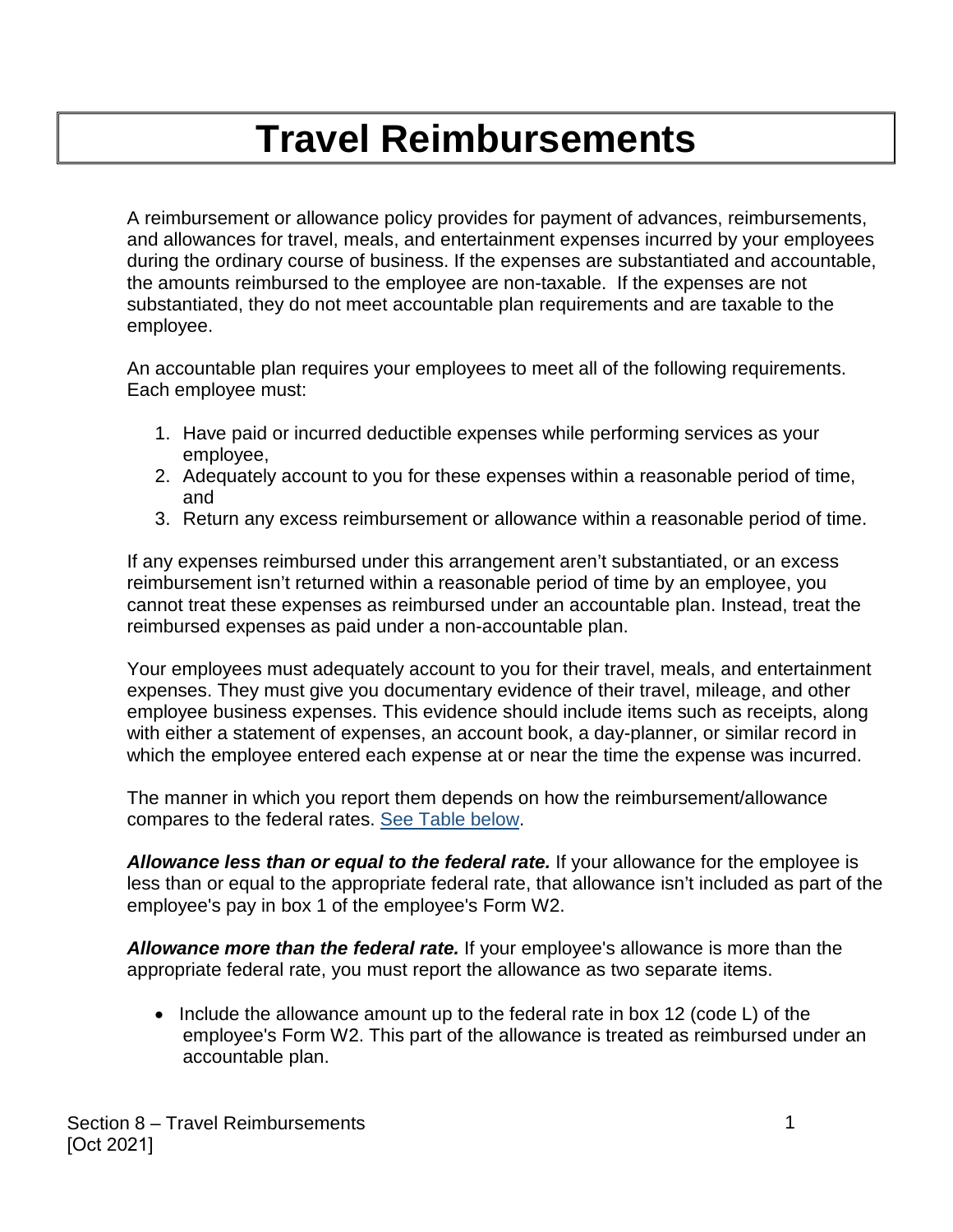# Travel Reimbursements

A reimbursement or allowance policy provides for payment of advances, reimbursements, and allowances for travel, meals, and entertainment expenses incurred by your employees during the ordinary course of business. If the expenses are substantiated and accountable, the amounts reimbursed to the employee are non-taxable. If the expenses are not substantiated, they do not meet accountable plan requirements and are taxable to the employee.

An accountable plan requires your employees to meet all of the following requirements. Each employee must:

1. Have paid or incurred deductible expenses while performing services as your employee,
2. Adequately account to you for these expenses within a reasonable period of time, and
3. Return any excess reimbursement or allowance within a reasonable period of time.

If any expenses reimbursed under this arrangement aren't substantiated, or an excess reimbursement isn't returned within a reasonable period of time by an employee, you cannot treat these expenses as reimbursed under an accountable plan. Instead, treat the reimbursed expenses as paid under a non-accountable plan.

Your employees must adequately account to you for their travel, meals, and entertainment expenses. They must give you documentary evidence of their travel, mileage, and other employee business expenses. This evidence should include items such as receipts, along with either a statement of expenses, an account book, a day-planner, or similar record in which the employee entered each expense at or near the time the expense was incurred.

The manner in which you report them depends on how the reimbursement/allowance compares to the federal rates. [See Table below](#).

***Allowance less than or equal to the federal rate.*** If your allowance for the employee is less than or equal to the appropriate federal rate, that allowance isn't included as part of the employee's pay in box 1 of the employee's Form W2.

***Allowance more than the federal rate.*** If your employee's allowance is more than the appropriate federal rate, you must report the allowance as two separate items.

- Include the allowance amount up to the federal rate in box 12 (code L) of the employee's Form W2. This part of the allowance is treated as reimbursed under an accountable plan.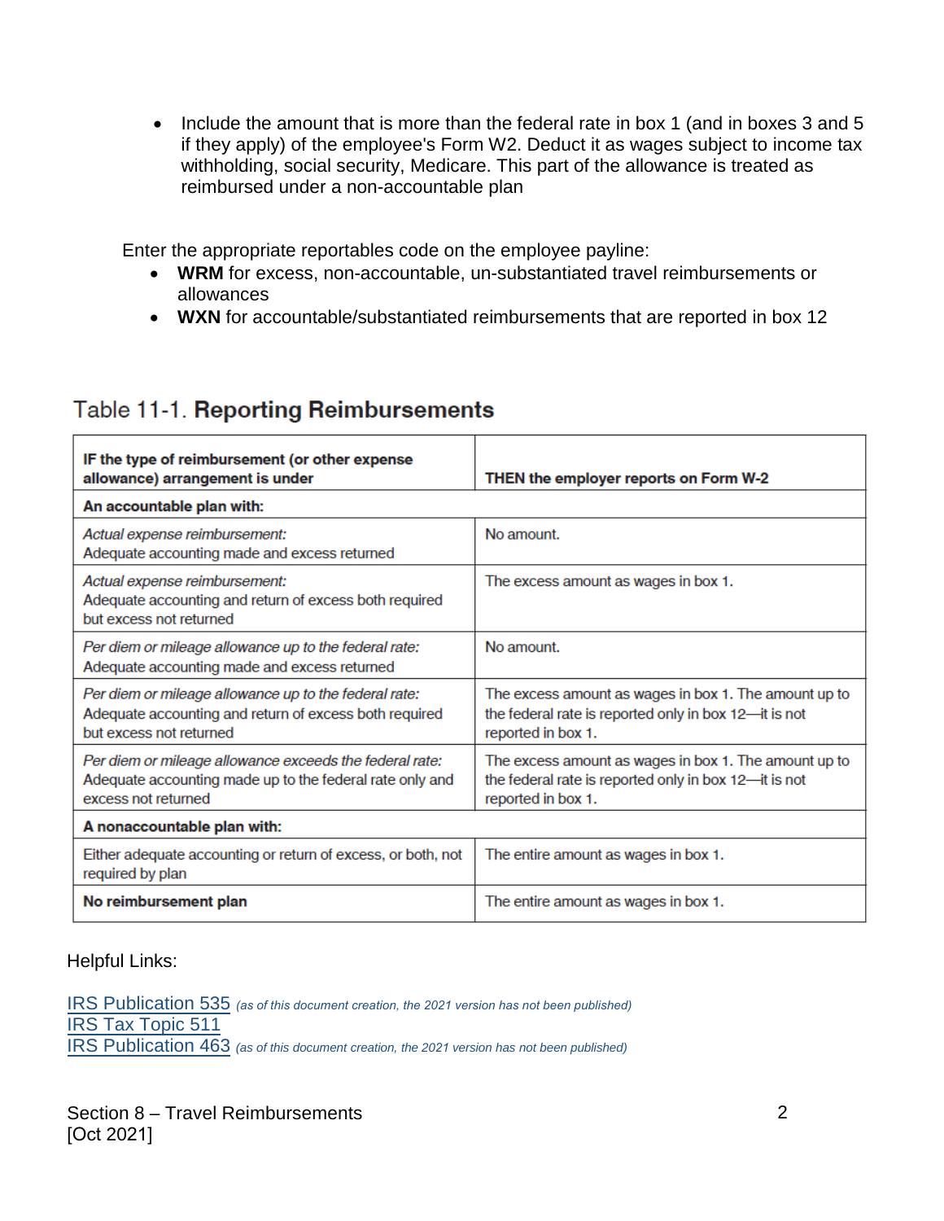- Include the amount that is more than the federal rate in box 1 (and in boxes 3 and 5 if they apply) of the employee's Form W2. Deduct it as wages subject to income tax withholding, social security, Medicare. This part of the allowance is treated as reimbursed under a non-accountable plan

Enter the appropriate reportables code on the employee payline:

- **WRM** for excess, non-accountable, un-substantiated travel reimbursements or allowances
- **WXN** for accountable/substantiated reimbursements that are reported in box 12

## Table 11-1. **Reporting Reimbursements**

| IF the type of reimbursement (or other expense allowance) arrangement is under | THEN the employer reports on Form W-2 |
|---|---|
| **An accountable plan with:** | |
| *Actual expense reimbursement:* Adequate accounting made and excess returned | No amount. |
| *Actual expense reimbursement:* Adequate accounting and return of excess both required but excess not returned | The excess amount as wages in box 1. |
| *Per diem or mileage allowance up to the federal rate:* Adequate accounting made and excess returned | No amount. |
| *Per diem or mileage allowance up to the federal rate:* Adequate accounting and return of excess both required but excess not returned | The excess amount as wages in box 1. The amount up to the federal rate is reported only in box 12—it is not reported in box 1. |
| *Per diem or mileage allowance exceeds the federal rate:* Adequate accounting made up to the federal rate only and excess not returned | The excess amount as wages in box 1. The amount up to the federal rate is reported only in box 12—it is not reported in box 1. |
| **A nonaccountable plan with:** | |
| Either adequate accounting or return of excess, or both, not required by plan | The entire amount as wages in box 1. |
| **No reimbursement plan** | The entire amount as wages in box 1. |

Helpful Links:

IRS Publication 535 *(as of this document creation, the 2021 version has not been published)*
IRS Tax Topic 511
IRS Publication 463 *(as of this document creation, the 2021 version has not been published)*